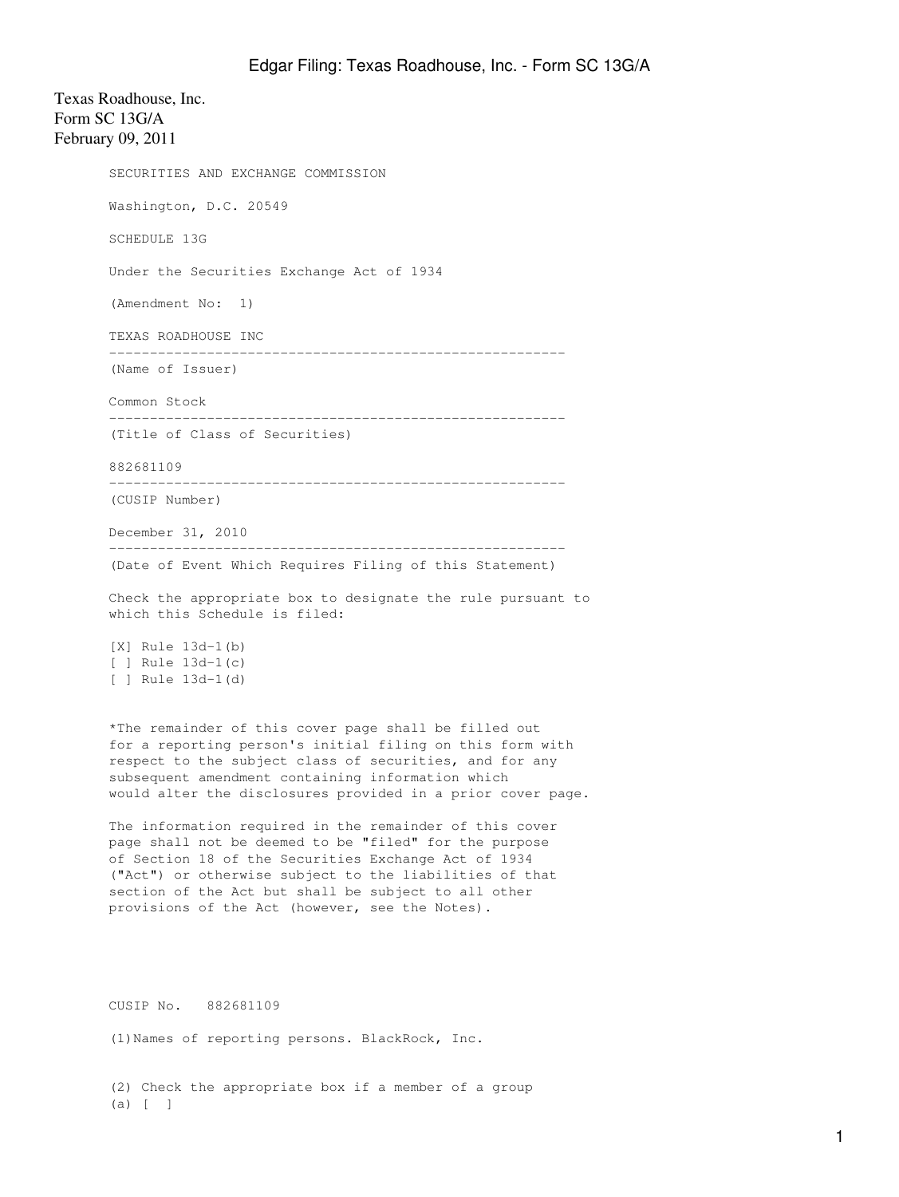Texas Roadhouse, Inc.
Form SC 13G/A
February 09, 2011

SECURITIES AND EXCHANGE COMMISSION

Washington, D.C. 20549

SCHEDULE 13G

Under the Securities Exchange Act of 1934

(Amendment No: 1)

TEXAS ROADHOUSE INC

---

(Name of Issuer)

Common Stock

---

(Title of Class of Securities)

882681109

---

(CUSIP Number)

December 31, 2010

---

(Date of Event Which Requires Filing of this Statement)

Check the appropriate box to designate the rule pursuant to which this Schedule is filed:

[X] Rule 13d-1(b)
[ ] Rule 13d-1(c)
[ ] Rule 13d-1(d)

*The remainder of this cover page shall be filled out for a reporting person's initial filing on this form with respect to the subject class of securities, and for any subsequent amendment containing information which would alter the disclosures provided in a prior cover page.

The information required in the remainder of this cover page shall not be deemed to be "filed" for the purpose of Section 18 of the Securities Exchange Act of 1934 ("Act") or otherwise subject to the liabilities of that section of the Act but shall be subject to all other provisions of the Act (however, see the Notes).

CUSIP No. 882681109

(1)Names of reporting persons. BlackRock, Inc.

(2) Check the appropriate box if a member of a group
(a) [ ]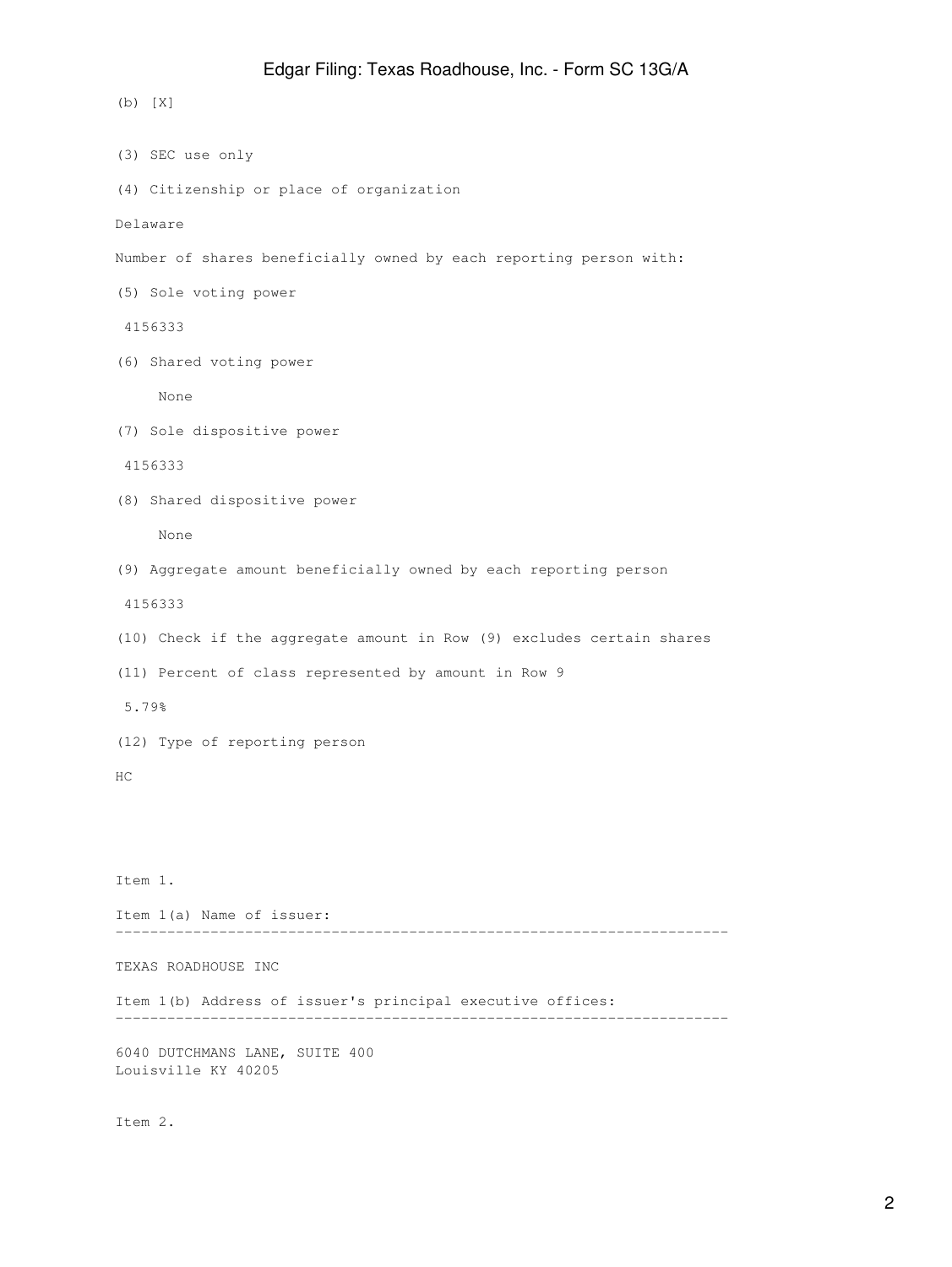(b) [X]

(3) SEC use only

(4) Citizenship or place of organization

Delaware

Number of shares beneficially owned by each reporting person with:

(5) Sole voting power

4156333

(6) Shared voting power

None

(7) Sole dispositive power

4156333

(8) Shared dispositive power

None

(9) Aggregate amount beneficially owned by each reporting person

4156333

(10) Check if the aggregate amount in Row (9) excludes certain shares

(11) Percent of class represented by amount in Row 9

5.79%

(12) Type of reporting person

HC

Item 1.

Item 1(a) Name of issuer:

---

TEXAS ROADHOUSE INC

Item 1(b) Address of issuer's principal executive offices:

---

6040 DUTCHMANS LANE, SUITE 400
Louisville KY 40205

Item 2.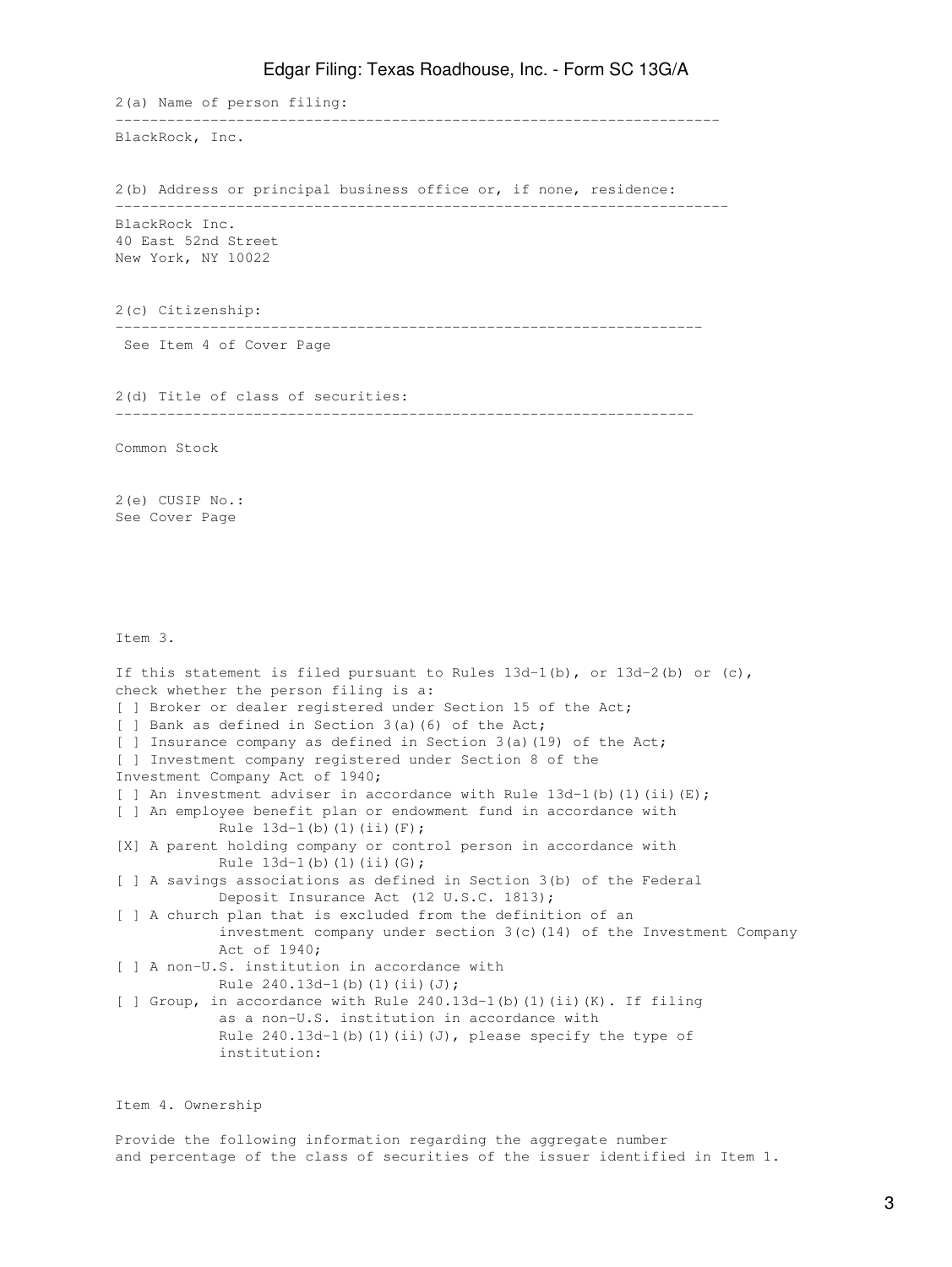2(a) Name of person filing:

---

BlackRock, Inc.

2(b) Address or principal business office or, if none, residence:

---

BlackRock Inc.
40 East 52nd Street
New York, NY 10022

2(c) Citizenship:

---

See Item 4 of Cover Page

2(d) Title of class of securities:

---

Common Stock

2(e) CUSIP No.:
See Cover Page

Item 3.

If this statement is filed pursuant to Rules 13d-1(b), or 13d-2(b) or (c), check whether the person filing is a:

[ ] Broker or dealer registered under Section 15 of the Act;
[ ] Bank as defined in Section 3(a)(6) of the Act;
[ ] Insurance company as defined in Section 3(a)(19) of the Act;
[ ] Investment company registered under Section 8 of the Investment Company Act of 1940;
[ ] An investment adviser in accordance with Rule 13d-1(b)(1)(ii)(E);
[ ] An employee benefit plan or endowment fund in accordance with Rule 13d-1(b)(1)(ii)(F);
[X] A parent holding company or control person in accordance with Rule 13d-1(b)(1)(ii)(G);
[ ] A savings associations as defined in Section 3(b) of the Federal Deposit Insurance Act (12 U.S.C. 1813);
[ ] A church plan that is excluded from the definition of an investment company under section 3(c)(14) of the Investment Company Act of 1940;
[ ] A non-U.S. institution in accordance with Rule 240.13d-1(b)(1)(ii)(J);
[ ] Group, in accordance with Rule 240.13d-1(b)(1)(ii)(K). If filing as a non-U.S. institution in accordance with Rule 240.13d-1(b)(1)(ii)(J), please specify the type of institution:

Item 4. Ownership

Provide the following information regarding the aggregate number and percentage of the class of securities of the issuer identified in Item 1.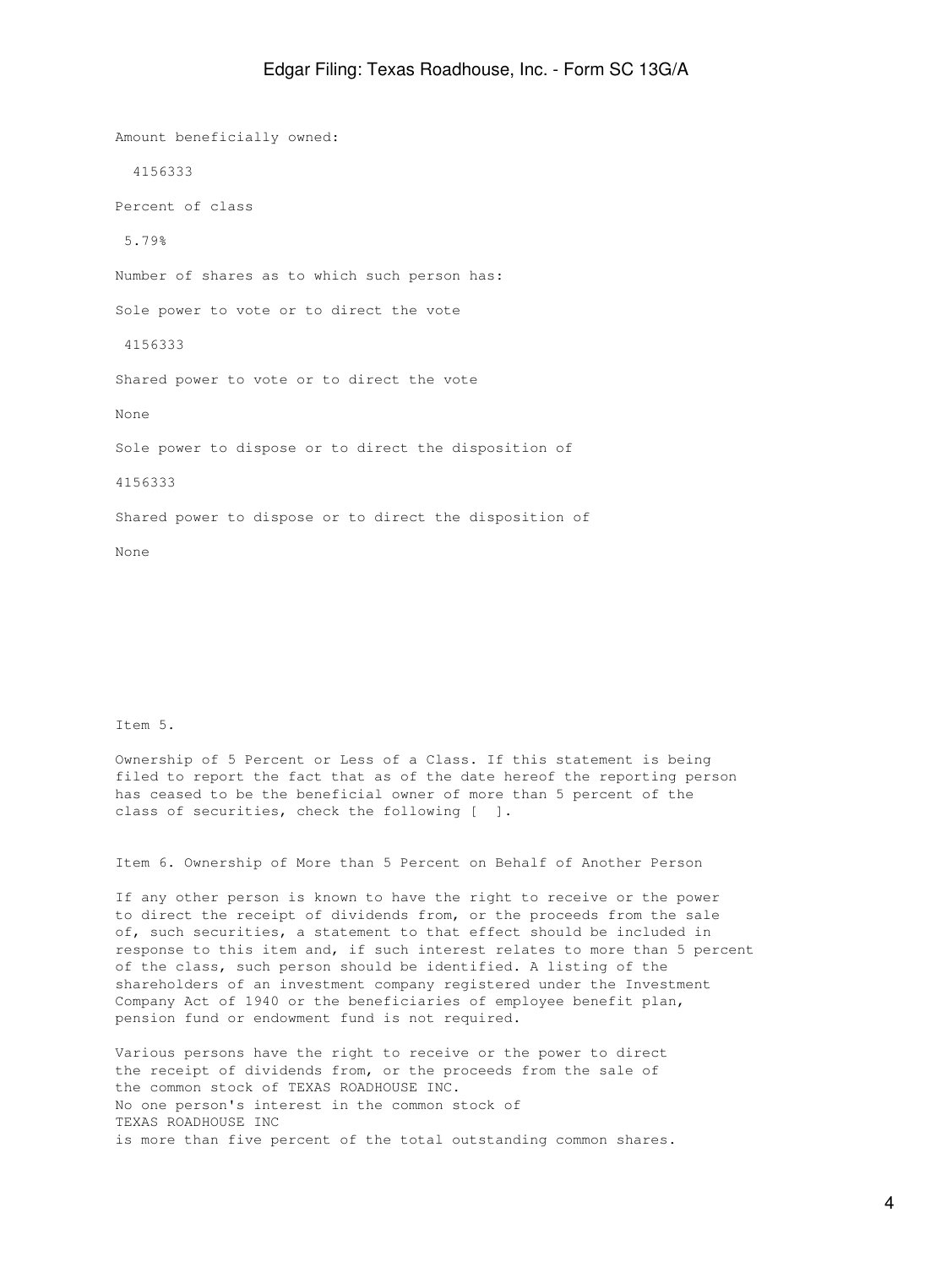Amount beneficially owned:

4156333

Percent of class

5.79%

Number of shares as to which such person has:

Sole power to vote or to direct the vote

4156333

Shared power to vote or to direct the vote

None

Sole power to dispose or to direct the disposition of

4156333

Shared power to dispose or to direct the disposition of

None

Item 5.

Ownership of 5 Percent or Less of a Class. If this statement is being filed to report the fact that as of the date hereof the reporting person has ceased to be the beneficial owner of more than 5 percent of the class of securities, check the following [ ].

Item 6. Ownership of More than 5 Percent on Behalf of Another Person

If any other person is known to have the right to receive or the power to direct the receipt of dividends from, or the proceeds from the sale of, such securities, a statement to that effect should be included in response to this item and, if such interest relates to more than 5 percent of the class, such person should be identified. A listing of the shareholders of an investment company registered under the Investment Company Act of 1940 or the beneficiaries of employee benefit plan, pension fund or endowment fund is not required.

Various persons have the right to receive or the power to direct the receipt of dividends from, or the proceeds from the sale of the common stock of TEXAS ROADHOUSE INC.
No one person's interest in the common stock of TEXAS ROADHOUSE INC
is more than five percent of the total outstanding common shares.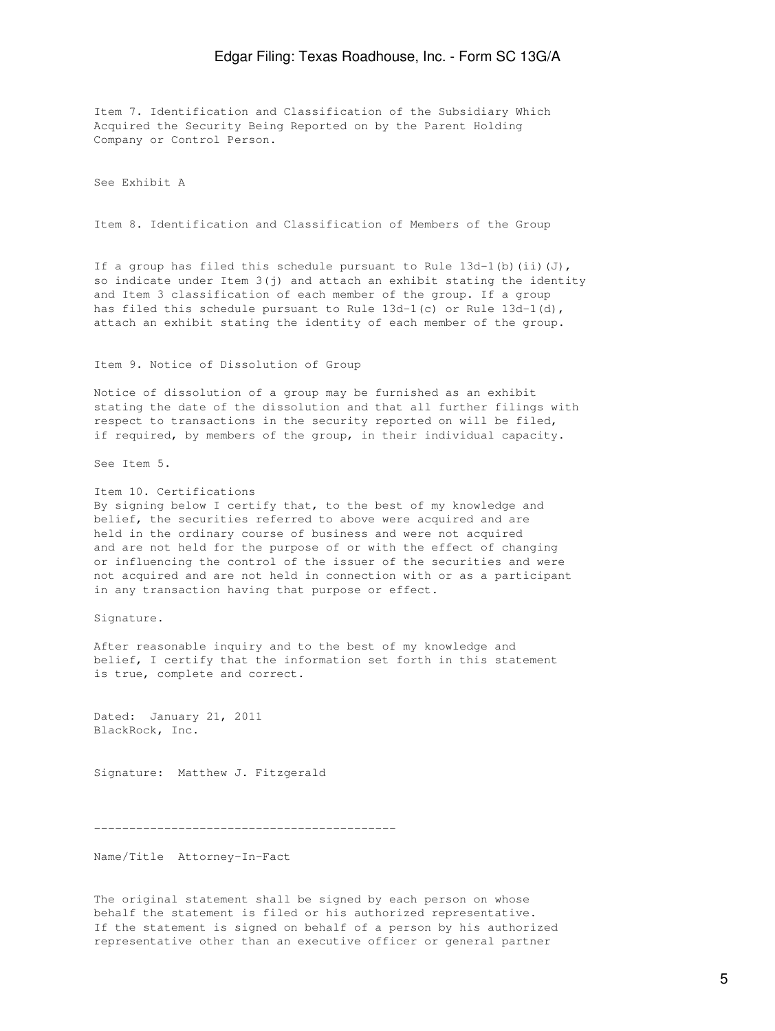Item 7. Identification and Classification of the Subsidiary Which Acquired the Security Being Reported on by the Parent Holding Company or Control Person.

See Exhibit A

Item 8. Identification and Classification of Members of the Group

If a group has filed this schedule pursuant to Rule 13d-1(b)(ii)(J), so indicate under Item 3(j) and attach an exhibit stating the identity and Item 3 classification of each member of the group. If a group has filed this schedule pursuant to Rule 13d-1(c) or Rule 13d-1(d), attach an exhibit stating the identity of each member of the group.

Item 9. Notice of Dissolution of Group

Notice of dissolution of a group may be furnished as an exhibit stating the date of the dissolution and that all further filings with respect to transactions in the security reported on will be filed, if required, by members of the group, in their individual capacity.

See Item 5.

Item 10. Certifications
By signing below I certify that, to the best of my knowledge and belief, the securities referred to above were acquired and are held in the ordinary course of business and were not acquired and are not held for the purpose of or with the effect of changing or influencing the control of the issuer of the securities and were not acquired and are not held in connection with or as a participant in any transaction having that purpose or effect.

Signature.

After reasonable inquiry and to the best of my knowledge and belief, I certify that the information set forth in this statement is true, complete and correct.

Dated: January 21, 2011
BlackRock, Inc.

Signature: Matthew J. Fitzgerald

-------------------------------------------

Name/Title Attorney-In-Fact

The original statement shall be signed by each person on whose behalf the statement is filed or his authorized representative. If the statement is signed on behalf of a person by his authorized representative other than an executive officer or general partner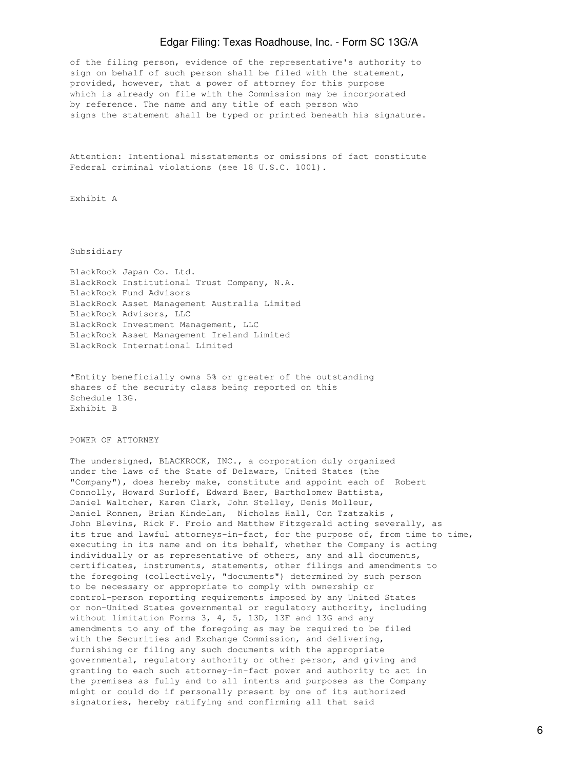of the filing person, evidence of the representative's authority to sign on behalf of such person shall be filed with the statement, provided, however, that a power of attorney for this purpose which is already on file with the Commission may be incorporated by reference. The name and any title of each person who signs the statement shall be typed or printed beneath his signature.

Attention: Intentional misstatements or omissions of fact constitute Federal criminal violations (see 18 U.S.C. 1001).

Exhibit A

Subsidiary

BlackRock Japan Co. Ltd.
BlackRock Institutional Trust Company, N.A.
BlackRock Fund Advisors
BlackRock Asset Management Australia Limited
BlackRock Advisors, LLC
BlackRock Investment Management, LLC
BlackRock Asset Management Ireland Limited
BlackRock International Limited

*Entity beneficially owns 5% or greater of the outstanding shares of the security class being reported on this Schedule 13G.

Exhibit B

POWER OF ATTORNEY

The undersigned, BLACKROCK, INC., a corporation duly organized under the laws of the State of Delaware, United States (the "Company"), does hereby make, constitute and appoint each of Robert Connolly, Howard Surloff, Edward Baer, Bartholomew Battista, Daniel Waltcher, Karen Clark, John Stelley, Denis Molleur, Daniel Ronnen, Brian Kindelan, Nicholas Hall, Con Tzatzakis , John Blevins, Rick F. Froio and Matthew Fitzgerald acting severally, as its true and lawful attorneys-in-fact, for the purpose of, from time to time, executing in its name and on its behalf, whether the Company is acting individually or as representative of others, any and all documents, certificates, instruments, statements, other filings and amendments to the foregoing (collectively, "documents") determined by such person to be necessary or appropriate to comply with ownership or control-person reporting requirements imposed by any United States or non-United States governmental or regulatory authority, including without limitation Forms 3, 4, 5, 13D, 13F and 13G and any amendments to any of the foregoing as may be required to be filed with the Securities and Exchange Commission, and delivering, furnishing or filing any such documents with the appropriate governmental, regulatory authority or other person, and giving and granting to each such attorney-in-fact power and authority to act in the premises as fully and to all intents and purposes as the Company might or could do if personally present by one of its authorized signatories, hereby ratifying and confirming all that said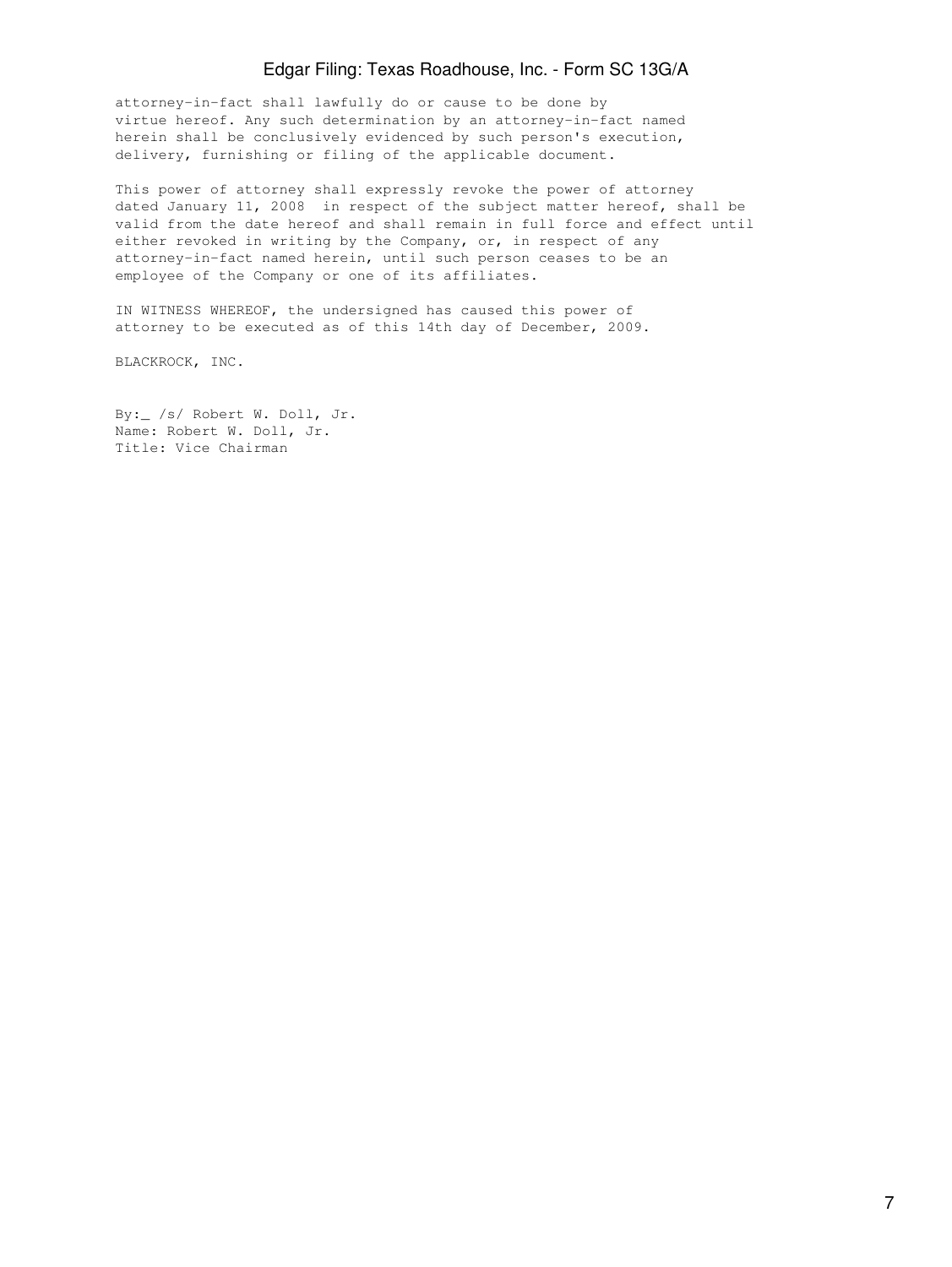attorney-in-fact shall lawfully do or cause to be done by virtue hereof. Any such determination by an attorney-in-fact named herein shall be conclusively evidenced by such person's execution, delivery, furnishing or filing of the applicable document.

This power of attorney shall expressly revoke the power of attorney dated January 11, 2008 in respect of the subject matter hereof, shall be valid from the date hereof and shall remain in full force and effect until either revoked in writing by the Company, or, in respect of any attorney-in-fact named herein, until such person ceases to be an employee of the Company or one of its affiliates.

IN WITNESS WHEREOF, the undersigned has caused this power of attorney to be executed as of this 14th day of December, 2009.

BLACKROCK, INC.

By:_ /s/ Robert W. Doll, Jr.
Name: Robert W. Doll, Jr.
Title: Vice Chairman